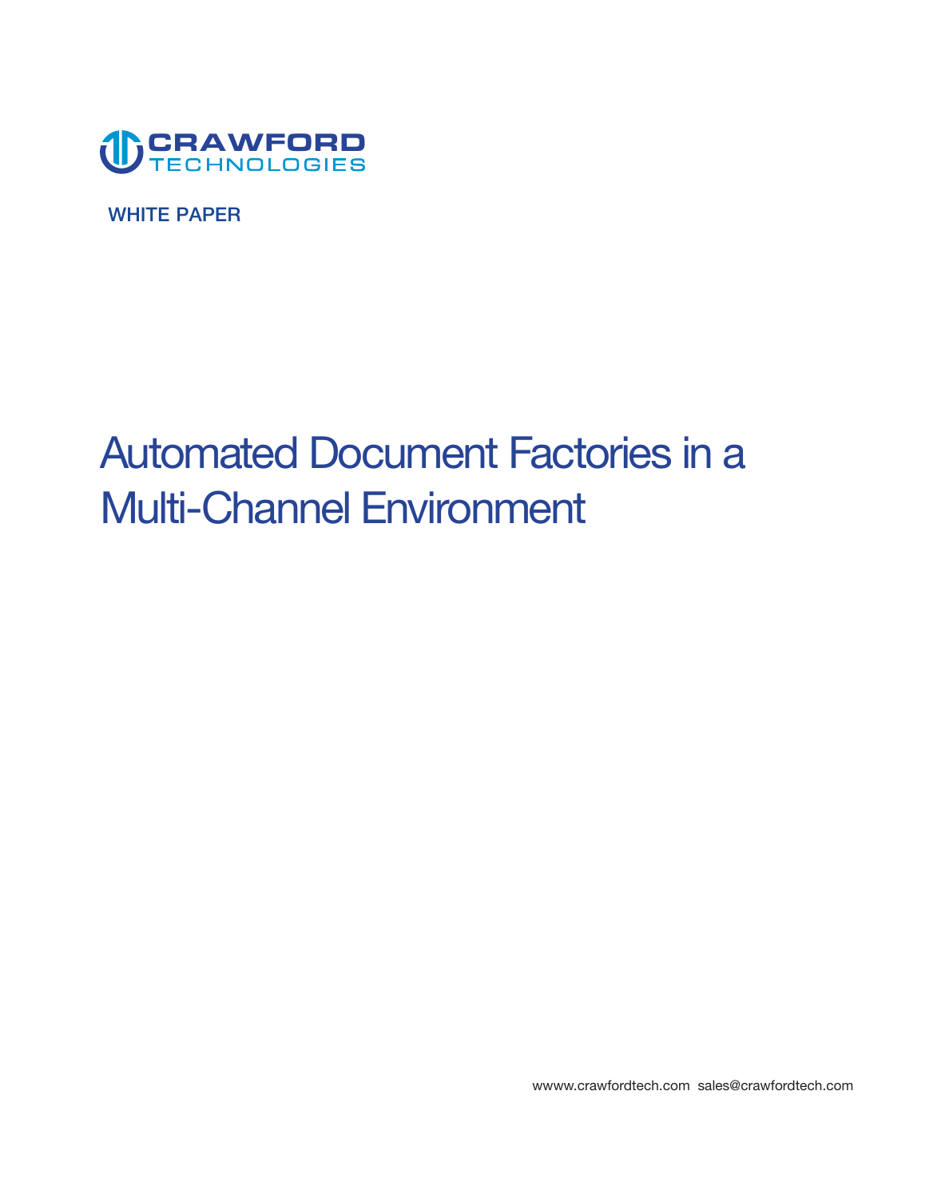CRAWFORD TECHNOLOGIES

WHITE PAPER

# Automated Document Factories in a Multi-Channel Environment

wwww.crawfordtech.com sales@crawfordtech.com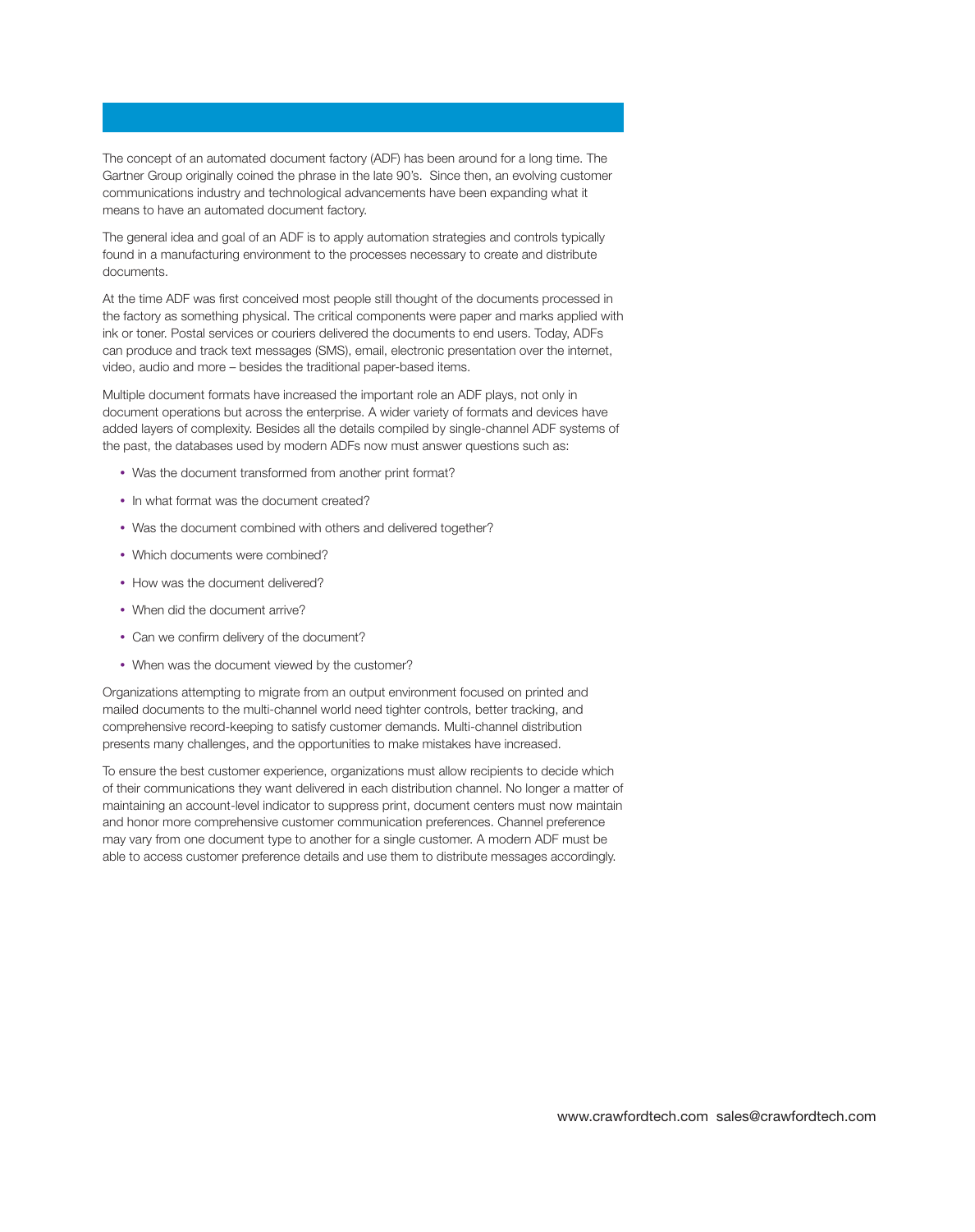The concept of an automated document factory (ADF) has been around for a long time. The Gartner Group originally coined the phrase in the late 90's. Since then, an evolving customer communications industry and technological advancements have been expanding what it means to have an automated document factory.

The general idea and goal of an ADF is to apply automation strategies and controls typically found in a manufacturing environment to the processes necessary to create and distribute documents.

At the time ADF was first conceived most people still thought of the documents processed in the factory as something physical. The critical components were paper and marks applied with ink or toner. Postal services or couriers delivered the documents to end users. Today, ADFs can produce and track text messages (SMS), email, electronic presentation over the internet, video, audio and more – besides the traditional paper-based items.

Multiple document formats have increased the important role an ADF plays, not only in document operations but across the enterprise. A wider variety of formats and devices have added layers of complexity. Besides all the details compiled by single-channel ADF systems of the past, the databases used by modern ADFs now must answer questions such as:

- Was the document transformed from another print format?
- In what format was the document created?
- Was the document combined with others and delivered together?
- Which documents were combined?
- How was the document delivered?
- When did the document arrive?
- Can we confirm delivery of the document?
- When was the document viewed by the customer?

Organizations attempting to migrate from an output environment focused on printed and mailed documents to the multi-channel world need tighter controls, better tracking, and comprehensive record-keeping to satisfy customer demands. Multi-channel distribution presents many challenges, and the opportunities to make mistakes have increased.

To ensure the best customer experience, organizations must allow recipients to decide which of their communications they want delivered in each distribution channel. No longer a matter of maintaining an account-level indicator to suppress print, document centers must now maintain and honor more comprehensive customer communication preferences. Channel preference may vary from one document type to another for a single customer. A modern ADF must be able to access customer preference details and use them to distribute messages accordingly.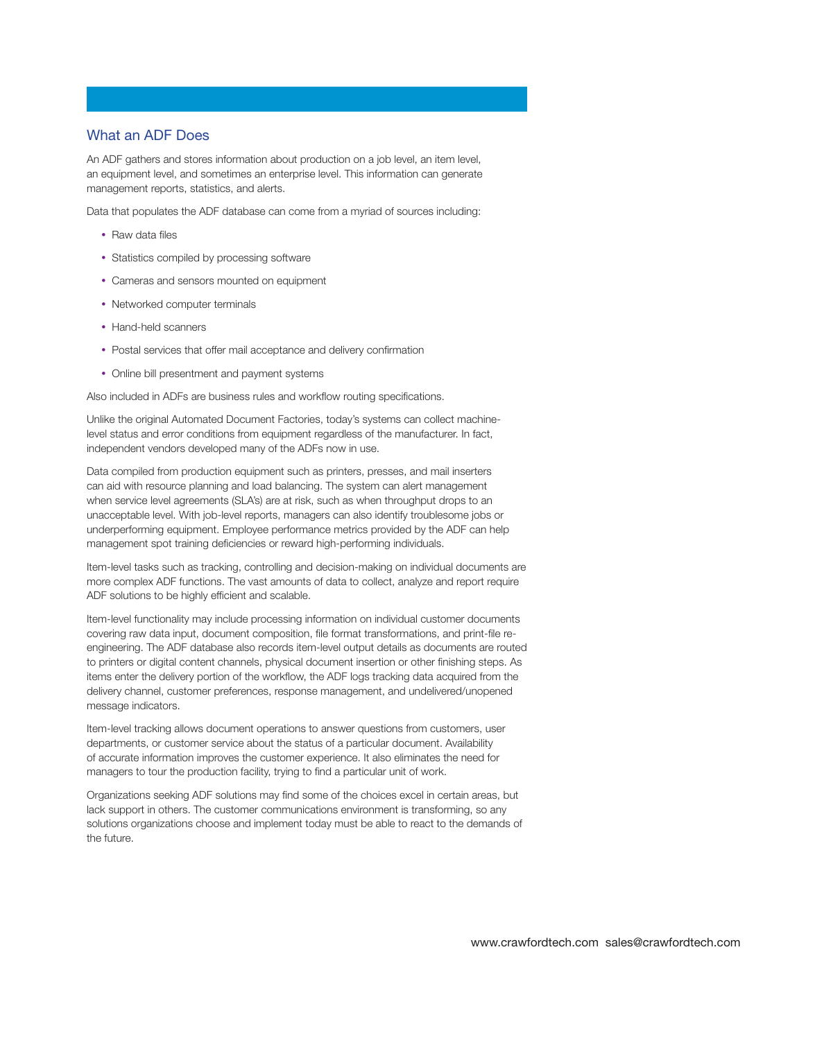## What an ADF Does

An ADF gathers and stores information about production on a job level, an item level, an equipment level, and sometimes an enterprise level. This information can generate management reports, statistics, and alerts.

Data that populates the ADF database can come from a myriad of sources including:

- Raw data files
- Statistics compiled by processing software
- Cameras and sensors mounted on equipment
- Networked computer terminals
- Hand-held scanners
- Postal services that offer mail acceptance and delivery confirmation
- Online bill presentment and payment systems

Also included in ADFs are business rules and workflow routing specifications.

Unlike the original Automated Document Factories, today's systems can collect machine-level status and error conditions from equipment regardless of the manufacturer. In fact, independent vendors developed many of the ADFs now in use.

Data compiled from production equipment such as printers, presses, and mail inserters can aid with resource planning and load balancing. The system can alert management when service level agreements (SLA's) are at risk, such as when throughput drops to an unacceptable level. With job-level reports, managers can also identify troublesome jobs or underperforming equipment. Employee performance metrics provided by the ADF can help management spot training deficiencies or reward high-performing individuals.

Item-level tasks such as tracking, controlling and decision-making on individual documents are more complex ADF functions. The vast amounts of data to collect, analyze and report require ADF solutions to be highly efficient and scalable.

Item-level functionality may include processing information on individual customer documents covering raw data input, document composition, file format transformations, and print-file re-engineering. The ADF database also records item-level output details as documents are routed to printers or digital content channels, physical document insertion or other finishing steps. As items enter the delivery portion of the workflow, the ADF logs tracking data acquired from the delivery channel, customer preferences, response management, and undelivered/unopened message indicators.

Item-level tracking allows document operations to answer questions from customers, user departments, or customer service about the status of a particular document. Availability of accurate information improves the customer experience. It also eliminates the need for managers to tour the production facility, trying to find a particular unit of work.

Organizations seeking ADF solutions may find some of the choices excel in certain areas, but lack support in others. The customer communications environment is transforming, so any solutions organizations choose and implement today must be able to react to the demands of the future.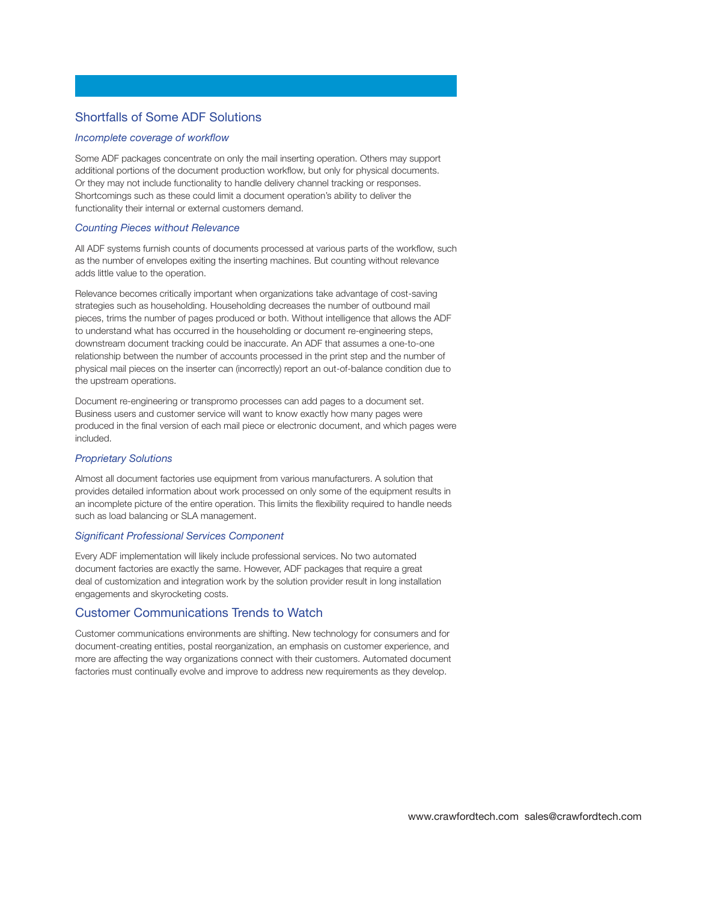## Shortfalls of Some ADF Solutions

### *Incomplete coverage of workflow*

Some ADF packages concentrate on only the mail inserting operation. Others may support additional portions of the document production workflow, but only for physical documents. Or they may not include functionality to handle delivery channel tracking or responses. Shortcomings such as these could limit a document operation's ability to deliver the functionality their internal or external customers demand.

### *Counting Pieces without Relevance*

All ADF systems furnish counts of documents processed at various parts of the workflow, such as the number of envelopes exiting the inserting machines. But counting without relevance adds little value to the operation.

Relevance becomes critically important when organizations take advantage of cost-saving strategies such as householding. Householding decreases the number of outbound mail pieces, trims the number of pages produced or both. Without intelligence that allows the ADF to understand what has occurred in the householding or document re-engineering steps, downstream document tracking could be inaccurate. An ADF that assumes a one-to-one relationship between the number of accounts processed in the print step and the number of physical mail pieces on the inserter can (incorrectly) report an out-of-balance condition due to the upstream operations.

Document re-engineering or transpromo processes can add pages to a document set. Business users and customer service will want to know exactly how many pages were produced in the final version of each mail piece or electronic document, and which pages were included.

### *Proprietary Solutions*

Almost all document factories use equipment from various manufacturers. A solution that provides detailed information about work processed on only some of the equipment results in an incomplete picture of the entire operation. This limits the flexibility required to handle needs such as load balancing or SLA management.

### *Significant Professional Services Component*

Every ADF implementation will likely include professional services. No two automated document factories are exactly the same. However, ADF packages that require a great deal of customization and integration work by the solution provider result in long installation engagements and skyrocketing costs.

## Customer Communications Trends to Watch

Customer communications environments are shifting. New technology for consumers and for document-creating entities, postal reorganization, an emphasis on customer experience, and more are affecting the way organizations connect with their customers. Automated document factories must continually evolve and improve to address new requirements as they develop.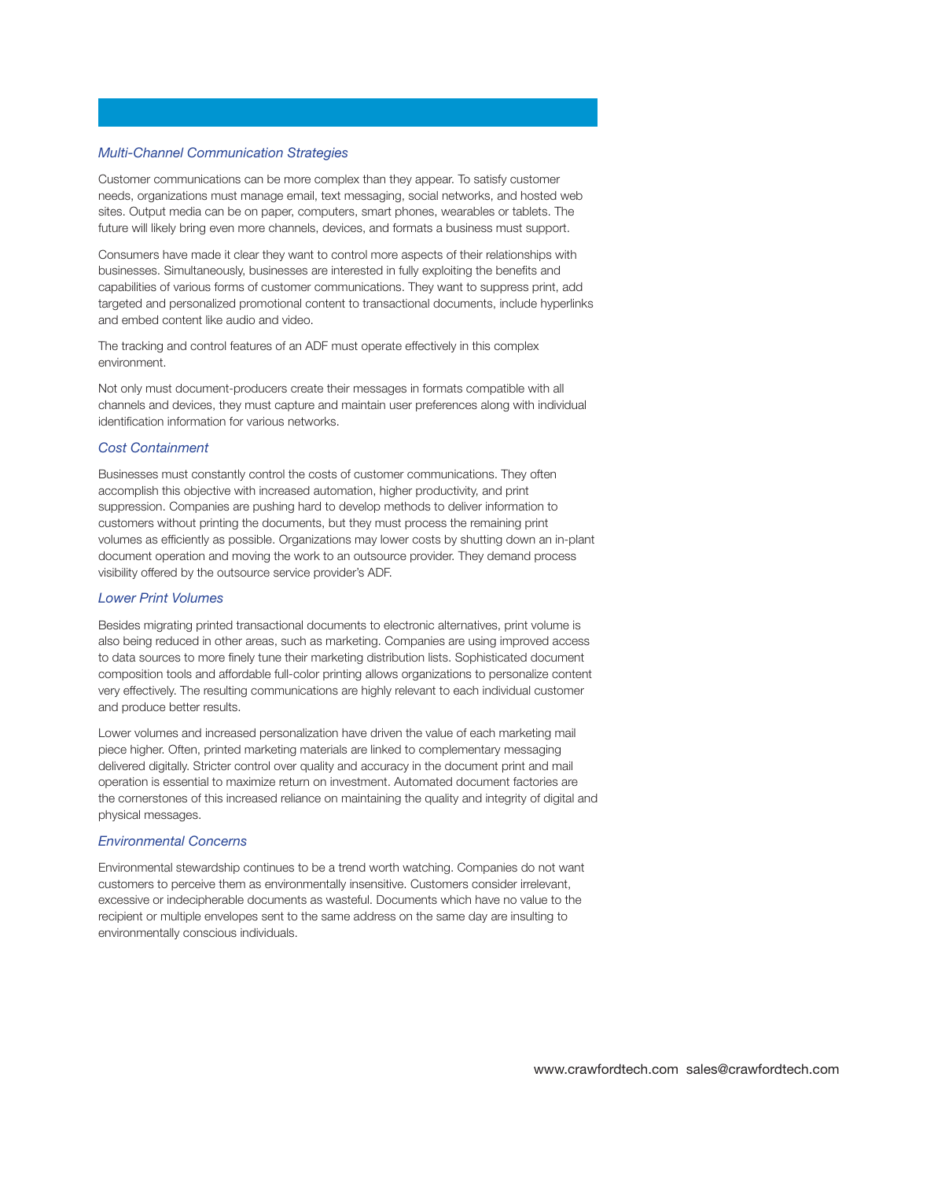### *Multi-Channel Communication Strategies*

Customer communications can be more complex than they appear. To satisfy customer needs, organizations must manage email, text messaging, social networks, and hosted web sites. Output media can be on paper, computers, smart phones, wearables or tablets. The future will likely bring even more channels, devices, and formats a business must support.

Consumers have made it clear they want to control more aspects of their relationships with businesses. Simultaneously, businesses are interested in fully exploiting the benefits and capabilities of various forms of customer communications. They want to suppress print, add targeted and personalized promotional content to transactional documents, include hyperlinks and embed content like audio and video.

The tracking and control features of an ADF must operate effectively in this complex environment.

Not only must document-producers create their messages in formats compatible with all channels and devices, they must capture and maintain user preferences along with individual identification information for various networks.

### *Cost Containment*

Businesses must constantly control the costs of customer communications. They often accomplish this objective with increased automation, higher productivity, and print suppression. Companies are pushing hard to develop methods to deliver information to customers without printing the documents, but they must process the remaining print volumes as efficiently as possible. Organizations may lower costs by shutting down an in-plant document operation and moving the work to an outsource provider. They demand process visibility offered by the outsource service provider's ADF.

### *Lower Print Volumes*

Besides migrating printed transactional documents to electronic alternatives, print volume is also being reduced in other areas, such as marketing. Companies are using improved access to data sources to more finely tune their marketing distribution lists. Sophisticated document composition tools and affordable full-color printing allows organizations to personalize content very effectively. The resulting communications are highly relevant to each individual customer and produce better results.

Lower volumes and increased personalization have driven the value of each marketing mail piece higher. Often, printed marketing materials are linked to complementary messaging delivered digitally. Stricter control over quality and accuracy in the document print and mail operation is essential to maximize return on investment. Automated document factories are the cornerstones of this increased reliance on maintaining the quality and integrity of digital and physical messages.

### *Environmental Concerns*

Environmental stewardship continues to be a trend worth watching. Companies do not want customers to perceive them as environmentally insensitive. Customers consider irrelevant, excessive or indecipherable documents as wasteful. Documents which have no value to the recipient or multiple envelopes sent to the same address on the same day are insulting to environmentally conscious individuals.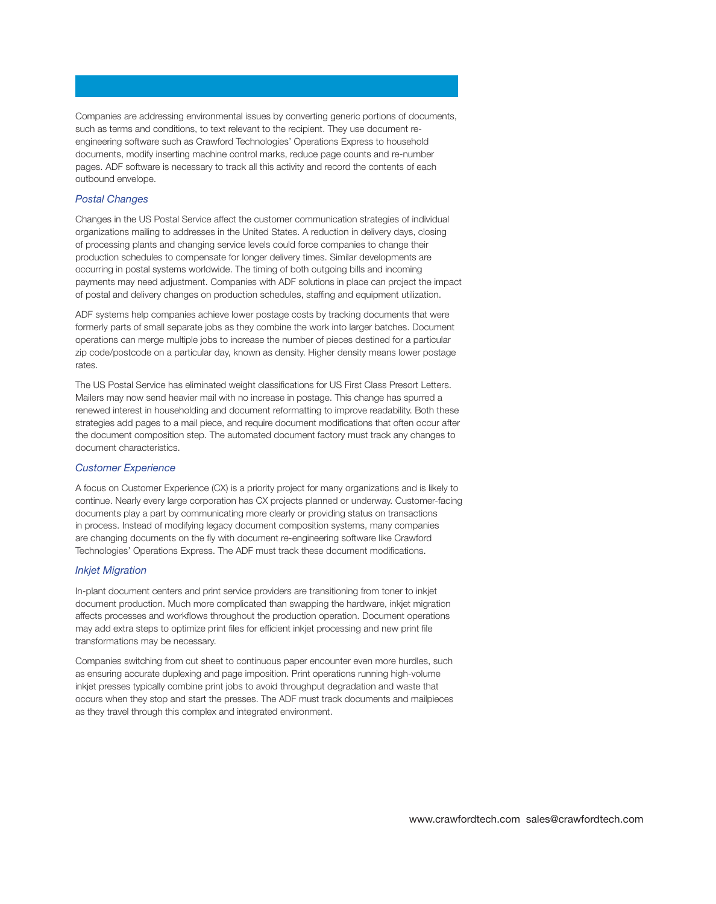Companies are addressing environmental issues by converting generic portions of documents, such as terms and conditions, to text relevant to the recipient. They use document re-engineering software such as Crawford Technologies' Operations Express to household documents, modify inserting machine control marks, reduce page counts and re-number pages. ADF software is necessary to track all this activity and record the contents of each outbound envelope.

### *Postal Changes*

Changes in the US Postal Service affect the customer communication strategies of individual organizations mailing to addresses in the United States. A reduction in delivery days, closing of processing plants and changing service levels could force companies to change their production schedules to compensate for longer delivery times. Similar developments are occurring in postal systems worldwide. The timing of both outgoing bills and incoming payments may need adjustment. Companies with ADF solutions in place can project the impact of postal and delivery changes on production schedules, staffing and equipment utilization.

ADF systems help companies achieve lower postage costs by tracking documents that were formerly parts of small separate jobs as they combine the work into larger batches. Document operations can merge multiple jobs to increase the number of pieces destined for a particular zip code/postcode on a particular day, known as density. Higher density means lower postage rates.

The US Postal Service has eliminated weight classifications for US First Class Presort Letters. Mailers may now send heavier mail with no increase in postage. This change has spurred a renewed interest in householding and document reformatting to improve readability. Both these strategies add pages to a mail piece, and require document modifications that often occur after the document composition step. The automated document factory must track any changes to document characteristics.

### *Customer Experience*

A focus on Customer Experience (CX) is a priority project for many organizations and is likely to continue. Nearly every large corporation has CX projects planned or underway. Customer-facing documents play a part by communicating more clearly or providing status on transactions in process. Instead of modifying legacy document composition systems, many companies are changing documents on the fly with document re-engineering software like Crawford Technologies' Operations Express. The ADF must track these document modifications.

### *Inkjet Migration*

In-plant document centers and print service providers are transitioning from toner to inkjet document production. Much more complicated than swapping the hardware, inkjet migration affects processes and workflows throughout the production operation. Document operations may add extra steps to optimize print files for efficient inkjet processing and new print file transformations may be necessary.

Companies switching from cut sheet to continuous paper encounter even more hurdles, such as ensuring accurate duplexing and page imposition. Print operations running high-volume inkjet presses typically combine print jobs to avoid throughput degradation and waste that occurs when they stop and start the presses. The ADF must track documents and mailpieces as they travel through this complex and integrated environment.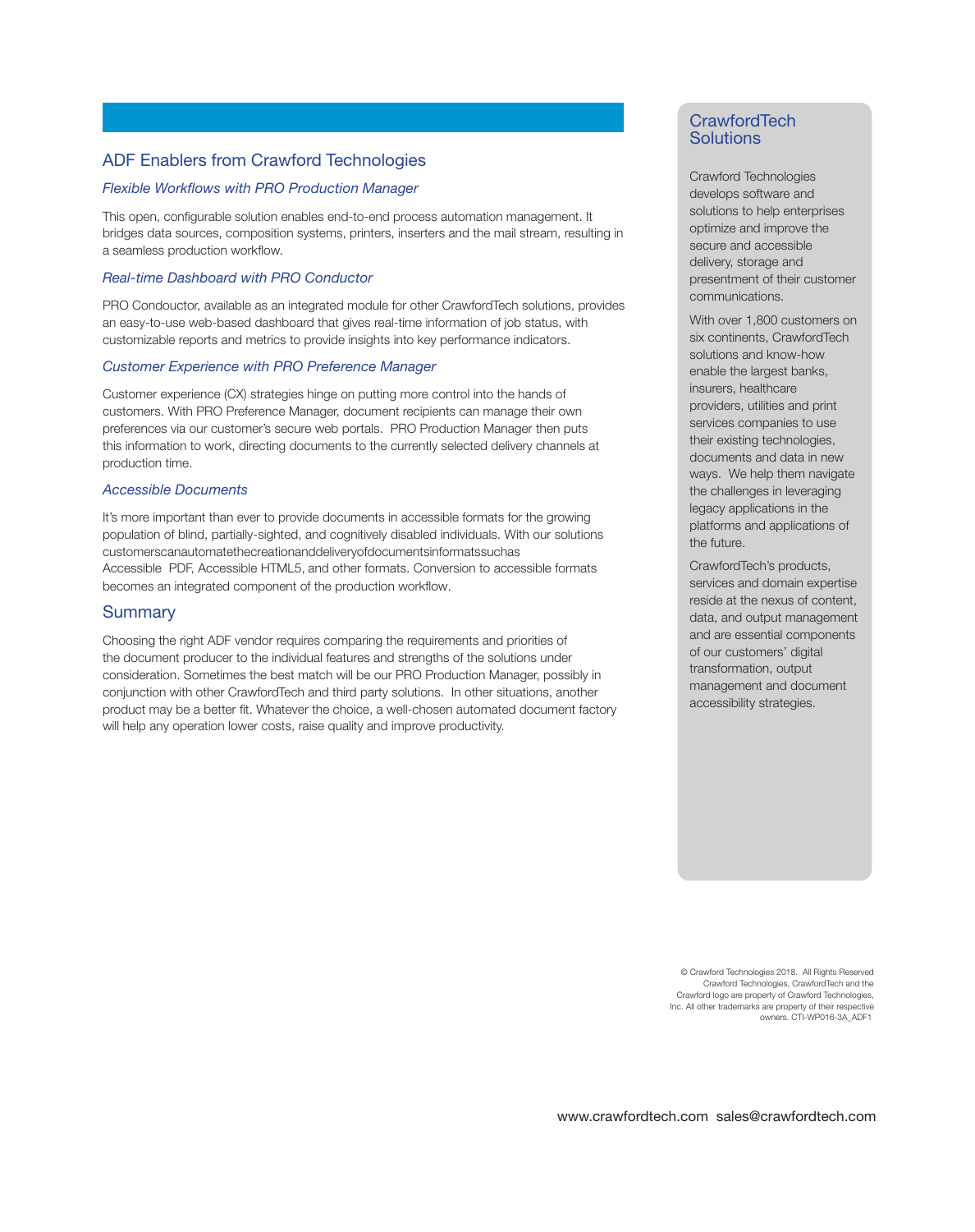## ADF Enablers from Crawford Technologies

### *Flexible Workflows with PRO Production Manager*

This open, configurable solution enables end-to-end process automation management. It bridges data sources, composition systems, printers, inserters and the mail stream, resulting in a seamless production workflow.

### *Real-time Dashboard with PRO Conductor*

PRO Condouctor, available as an integrated module for other CrawfordTech solutions, provides an easy-to-use web-based dashboard that gives real-time information of job status, with customizable reports and metrics to provide insights into key performance indicators.

### *Customer Experience with PRO Preference Manager*

Customer experience (CX) strategies hinge on putting more control into the hands of customers. With PRO Preference Manager, document recipients can manage their own preferences via our customer's secure web portals. PRO Production Manager then puts this information to work, directing documents to the currently selected delivery channels at production time.

### *Accessible Documents*

It's more important than ever to provide documents in accessible formats for the growing population of blind, partially-sighted, and cognitively disabled individuals. With our solutions customerscanautomatethecreationanddeliveryofdocumentsinformatssuchas Accessible PDF, Accessible HTML5, and other formats. Conversion to accessible formats becomes an integrated component of the production workflow.

## Summary

Choosing the right ADF vendor requires comparing the requirements and priorities of the document producer to the individual features and strengths of the solutions under consideration. Sometimes the best match will be our PRO Production Manager, possibly in conjunction with other CrawfordTech and third party solutions. In other situations, another product may be a better fit. Whatever the choice, a well-chosen automated document factory will help any operation lower costs, raise quality and improve productivity.

## CrawfordTech Solutions

Crawford Technologies develops software and solutions to help enterprises optimize and improve the secure and accessible delivery, storage and presentment of their customer communications.

With over 1,800 customers on six continents, CrawfordTech solutions and know-how enable the largest banks, insurers, healthcare providers, utilities and print services companies to use their existing technologies, documents and data in new ways. We help them navigate the challenges in leveraging legacy applications in the platforms and applications of the future.

CrawfordTech's products, services and domain expertise reside at the nexus of content, data, and output management and are essential components of our customers' digital transformation, output management and document accessibility strategies.

© Crawford Technologies 2018. All Rights Reserved Crawford Technologies, CrawfordTech and the Crawford logo are property of Crawford Technologies, Inc. All other trademarks are property of their respective owners. CTI-WP016-3A_ADF1

www.crawfordtech.com sales@crawfordtech.com